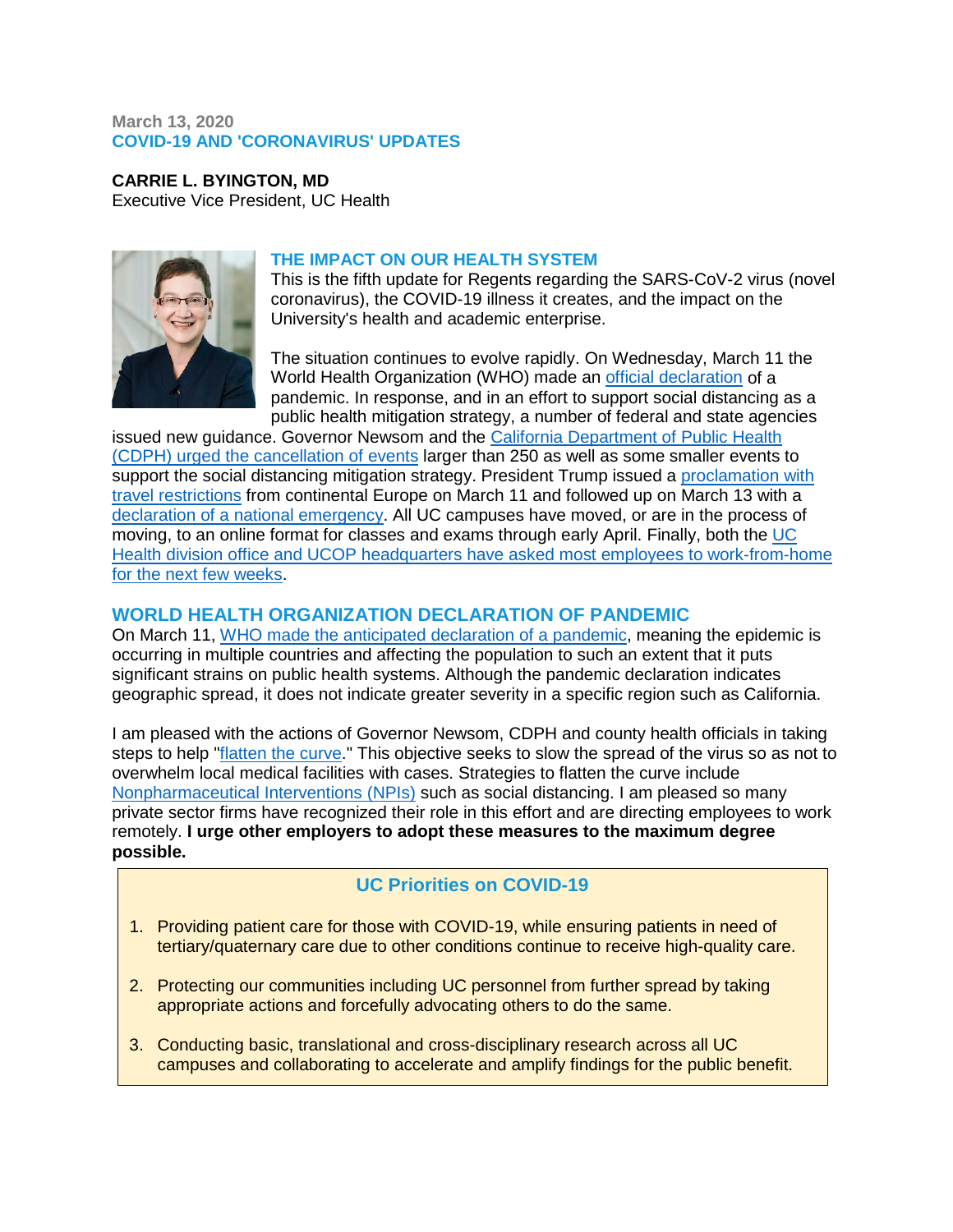March 13, 2020

## COVID-19 AND 'CORONAVIRUS' UPDATES

**CARRIE L. BYINGTON, MD**
Executive Vice President, UC Health

### THE IMPACT ON OUR HEALTH SYSTEM

This is the fifth update for Regents regarding the SARS-CoV-2 virus (novel coronavirus), the COVID-19 illness it creates, and the impact on the University's health and academic enterprise.

The situation continues to evolve rapidly. On Wednesday, March 11 the World Health Organization (WHO) made an official declaration of a pandemic. In response, and in an effort to support social distancing as a public health mitigation strategy, a number of federal and state agencies issued new guidance. Governor Newsom and the California Department of Public Health (CDPH) urged the cancellation of events larger than 250 as well as some smaller events to support the social distancing mitigation strategy. President Trump issued a proclamation with travel restrictions from continental Europe on March 11 and followed up on March 13 with a declaration of a national emergency. All UC campuses have moved, or are in the process of moving, to an online format for classes and exams through early April. Finally, both the UC Health division office and UCOP headquarters have asked most employees to work-from-home for the next few weeks.

### WORLD HEALTH ORGANIZATION DECLARATION OF PANDEMIC

On March 11, WHO made the anticipated declaration of a pandemic, meaning the epidemic is occurring in multiple countries and affecting the population to such an extent that it puts significant strains on public health systems. Although the pandemic declaration indicates geographic spread, it does not indicate greater severity in a specific region such as California.

I am pleased with the actions of Governor Newsom, CDPH and county health officials in taking steps to help "flatten the curve." This objective seeks to slow the spread of the virus so as not to overwhelm local medical facilities with cases. Strategies to flatten the curve include Nonpharmaceutical Interventions (NPIs) such as social distancing. I am pleased so many private sector firms have recognized their role in this effort and are directing employees to work remotely. **I urge other employers to adopt these measures to the maximum degree possible.**

**UC Priorities on COVID-19**

1. Providing patient care for those with COVID-19, while ensuring patients in need of tertiary/quaternary care due to other conditions continue to receive high-quality care.
2. Protecting our communities including UC personnel from further spread by taking appropriate actions and forcefully advocating others to do the same.
3. Conducting basic, translational and cross-disciplinary research across all UC campuses and collaborating to accelerate and amplify findings for the public benefit.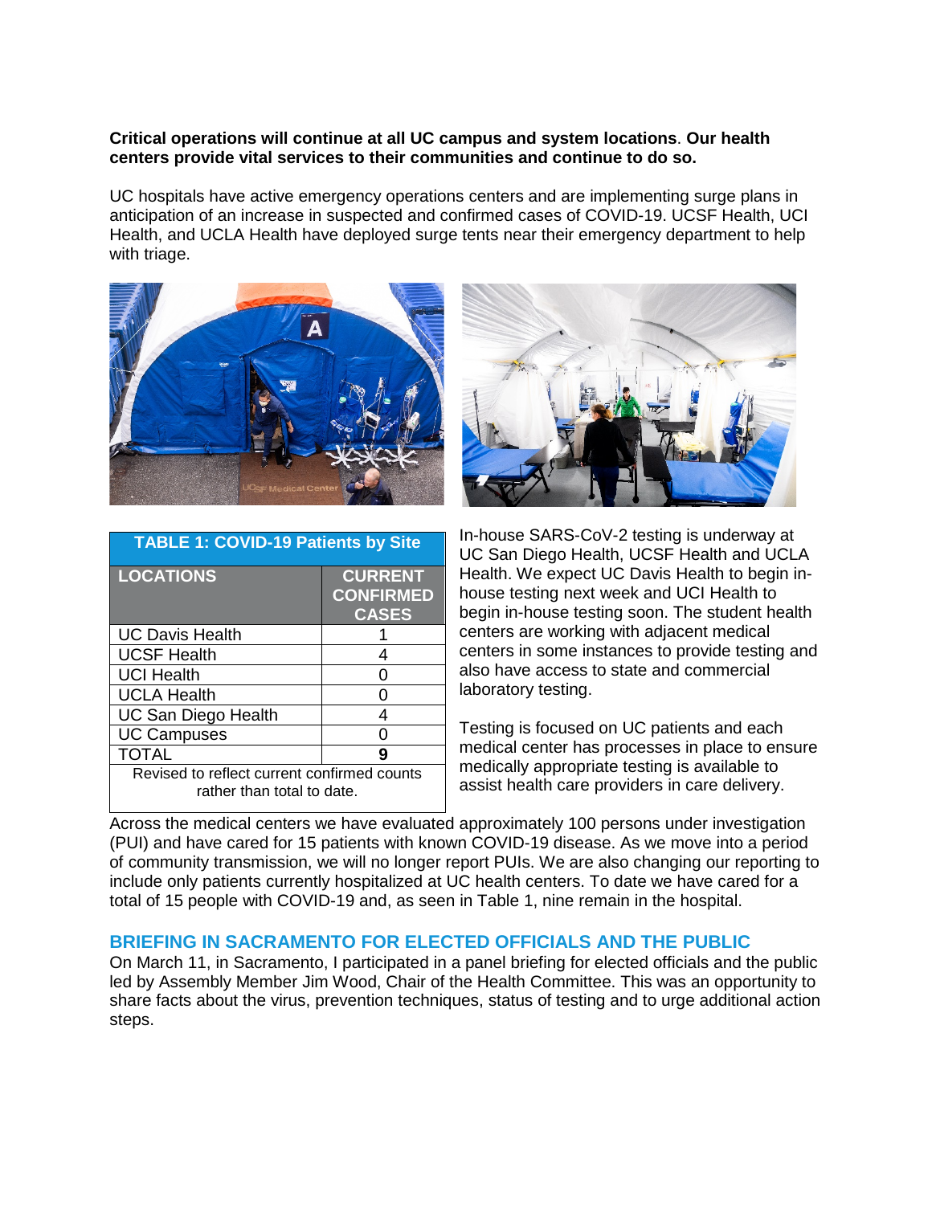**Critical operations will continue at all UC campus and system locations**. **Our health centers provide vital services to their communities and continue to do so.**

UC hospitals have active emergency operations centers and are implementing surge plans in anticipation of an increase in suspected and confirmed cases of COVID-19. UCSF Health, UCI Health, and UCLA Health have deployed surge tents near their emergency department to help with triage.

**TABLE 1: COVID-19 Patients by Site**

| LOCATIONS | CURRENT CONFIRMED CASES |
|---|---|
| UC Davis Health | 1 |
| UCSF Health | 4 |
| UCI Health | 0 |
| UCLA Health | 0 |
| UC San Diego Health | 4 |
| UC Campuses | 0 |
| TOTAL | **9** |

Revised to reflect current confirmed counts rather than total to date.

In-house SARS-CoV-2 testing is underway at UC San Diego Health, UCSF Health and UCLA Health. We expect UC Davis Health to begin in-house testing next week and UCI Health to begin in-house testing soon. The student health centers are working with adjacent medical centers in some instances to provide testing and also have access to state and commercial laboratory testing.

Testing is focused on UC patients and each medical center has processes in place to ensure medically appropriate testing is available to assist health care providers in care delivery.

Across the medical centers we have evaluated approximately 100 persons under investigation (PUI) and have cared for 15 patients with known COVID-19 disease. As we move into a period of community transmission, we will no longer report PUIs. We are also changing our reporting to include only patients currently hospitalized at UC health centers. To date we have cared for a total of 15 people with COVID-19 and, as seen in Table 1, nine remain in the hospital.

## BRIEFING IN SACRAMENTO FOR ELECTED OFFICIALS AND THE PUBLIC

On March 11, in Sacramento, I participated in a panel briefing for elected officials and the public led by Assembly Member Jim Wood, Chair of the Health Committee. This was an opportunity to share facts about the virus, prevention techniques, status of testing and to urge additional action steps.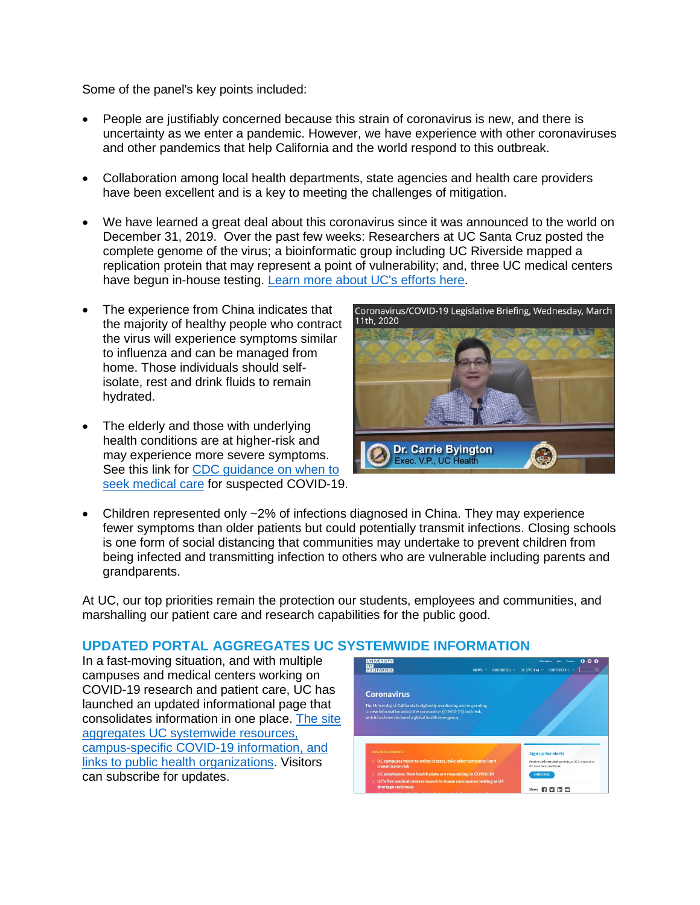Some of the panel's key points included:

- People are justifiably concerned because this strain of coronavirus is new, and there is uncertainty as we enter a pandemic. However, we have experience with other coronaviruses and other pandemics that help California and the world respond to this outbreak.
- Collaboration among local health departments, state agencies and health care providers have been excellent and is a key to meeting the challenges of mitigation.
- We have learned a great deal about this coronavirus since it was announced to the world on December 31, 2019. Over the past few weeks: Researchers at UC Santa Cruz posted the complete genome of the virus; a bioinformatic group including UC Riverside mapped a replication protein that may represent a point of vulnerability; and, three UC medical centers have begun in-house testing. [Learn more about UC's efforts here](#).
- The experience from China indicates that the majority of healthy people who contract the virus will experience symptoms similar to influenza and can be managed from home. Those individuals should self-isolate, rest and drink fluids to remain hydrated.
- The elderly and those with underlying health conditions are at higher-risk and may experience more severe symptoms. See this link for [CDC guidance on when to seek medical care](#) for suspected COVID-19.
- Children represented only ~2% of infections diagnosed in China. They may experience fewer symptoms than older patients but could potentially transmit infections. Closing schools is one form of social distancing that communities may undertake to prevent children from being infected and transmitting infection to others who are vulnerable including parents and grandparents.

At UC, our top priorities remain the protection our students, employees and communities, and marshalling our patient care and research capabilities for the public good.

## UPDATED PORTAL AGGREGATES UC SYSTEMWIDE INFORMATION

In a fast-moving situation, and with multiple campuses and medical centers working on COVID-19 research and patient care, UC has launched an updated informational page that consolidates information in one place. [The site aggregates UC systemwide resources, campus-specific COVID-19 information, and links to public health organizations](#). Visitors can subscribe for updates.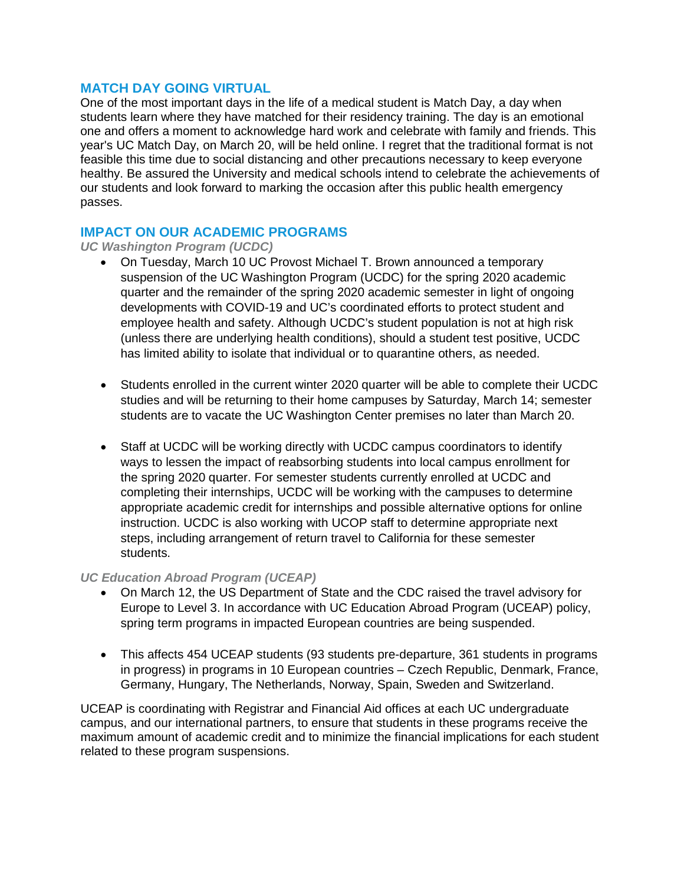## MATCH DAY GOING VIRTUAL

One of the most important days in the life of a medical student is Match Day, a day when students learn where they have matched for their residency training. The day is an emotional one and offers a moment to acknowledge hard work and celebrate with family and friends. This year's UC Match Day, on March 20, will be held online. I regret that the traditional format is not feasible this time due to social distancing and other precautions necessary to keep everyone healthy. Be assured the University and medical schools intend to celebrate the achievements of our students and look forward to marking the occasion after this public health emergency passes.

## IMPACT ON OUR ACADEMIC PROGRAMS

### *UC Washington Program (UCDC)*

- On Tuesday, March 10 UC Provost Michael T. Brown announced a temporary suspension of the UC Washington Program (UCDC) for the spring 2020 academic quarter and the remainder of the spring 2020 academic semester in light of ongoing developments with COVID-19 and UC's coordinated efforts to protect student and employee health and safety. Although UCDC's student population is not at high risk (unless there are underlying health conditions), should a student test positive, UCDC has limited ability to isolate that individual or to quarantine others, as needed.

- Students enrolled in the current winter 2020 quarter will be able to complete their UCDC studies and will be returning to their home campuses by Saturday, March 14; semester students are to vacate the UC Washington Center premises no later than March 20.

- Staff at UCDC will be working directly with UCDC campus coordinators to identify ways to lessen the impact of reabsorbing students into local campus enrollment for the spring 2020 quarter. For semester students currently enrolled at UCDC and completing their internships, UCDC will be working with the campuses to determine appropriate academic credit for internships and possible alternative options for online instruction. UCDC is also working with UCOP staff to determine appropriate next steps, including arrangement of return travel to California for these semester students.

### *UC Education Abroad Program (UCEAP)*

- On March 12, the US Department of State and the CDC raised the travel advisory for Europe to Level 3. In accordance with UC Education Abroad Program (UCEAP) policy, spring term programs in impacted European countries are being suspended.

- This affects 454 UCEAP students (93 students pre-departure, 361 students in programs in progress) in programs in 10 European countries – Czech Republic, Denmark, France, Germany, Hungary, The Netherlands, Norway, Spain, Sweden and Switzerland.

UCEAP is coordinating with Registrar and Financial Aid offices at each UC undergraduate campus, and our international partners, to ensure that students in these programs receive the maximum amount of academic credit and to minimize the financial implications for each student related to these program suspensions.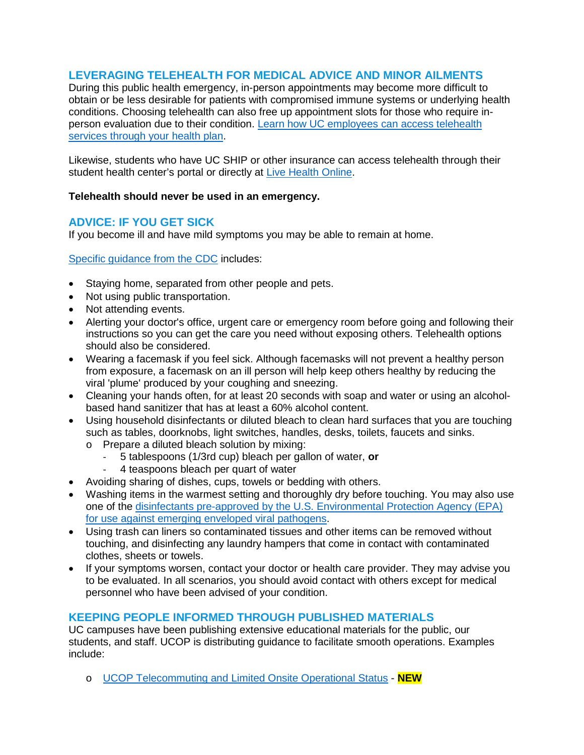## LEVERAGING TELEHEALTH FOR MEDICAL ADVICE AND MINOR AILMENTS

During this public health emergency, in-person appointments may become more difficult to obtain or be less desirable for patients with compromised immune systems or underlying health conditions. Choosing telehealth can also free up appointment slots for those who require in-person evaluation due to their condition. [Learn how UC employees can access telehealth services through your health plan](#).

Likewise, students who have UC SHIP or other insurance can access telehealth through their student health center's portal or directly at [Live Health Online](#).

**Telehealth should never be used in an emergency.**

## ADVICE: IF YOU GET SICK

If you become ill and have mild symptoms you may be able to remain at home.

[Specific guidance from the CDC](#) includes:

- Staying home, separated from other people and pets.
- Not using public transportation.
- Not attending events.
- Alerting your doctor's office, urgent care or emergency room before going and following their instructions so you can get the care you need without exposing others. Telehealth options should also be considered.
- Wearing a facemask if you feel sick. Although facemasks will not prevent a healthy person from exposure, a facemask on an ill person will help keep others healthy by reducing the viral 'plume' produced by your coughing and sneezing.
- Cleaning your hands often, for at least 20 seconds with soap and water or using an alcohol-based hand sanitizer that has at least a 60% alcohol content.
- Using household disinfectants or diluted bleach to clean hard surfaces that you are touching such as tables, doorknobs, light switches, handles, desks, toilets, faucets and sinks.
  - Prepare a diluted bleach solution by mixing:
    - 5 tablespoons (1/3rd cup) bleach per gallon of water, **or**
    - 4 teaspoons bleach per quart of water
- Avoiding sharing of dishes, cups, towels or bedding with others.
- Washing items in the warmest setting and thoroughly dry before touching. You may also use one of the [disinfectants pre-approved by the U.S. Environmental Protection Agency (EPA) for use against emerging enveloped viral pathogens](#).
- Using trash can liners so contaminated tissues and other items can be removed without touching, and disinfecting any laundry hampers that come in contact with contaminated clothes, sheets or towels.
- If your symptoms worsen, contact your doctor or health care provider. They may advise you to be evaluated. In all scenarios, you should avoid contact with others except for medical personnel who have been advised of your condition.

## KEEPING PEOPLE INFORMED THROUGH PUBLISHED MATERIALS

UC campuses have been publishing extensive educational materials for the public, our students, and staff. UCOP is distributing guidance to facilitate smooth operations. Examples include:

- [UCOP Telecommuting and Limited Onsite Operational Status](#) - **NEW**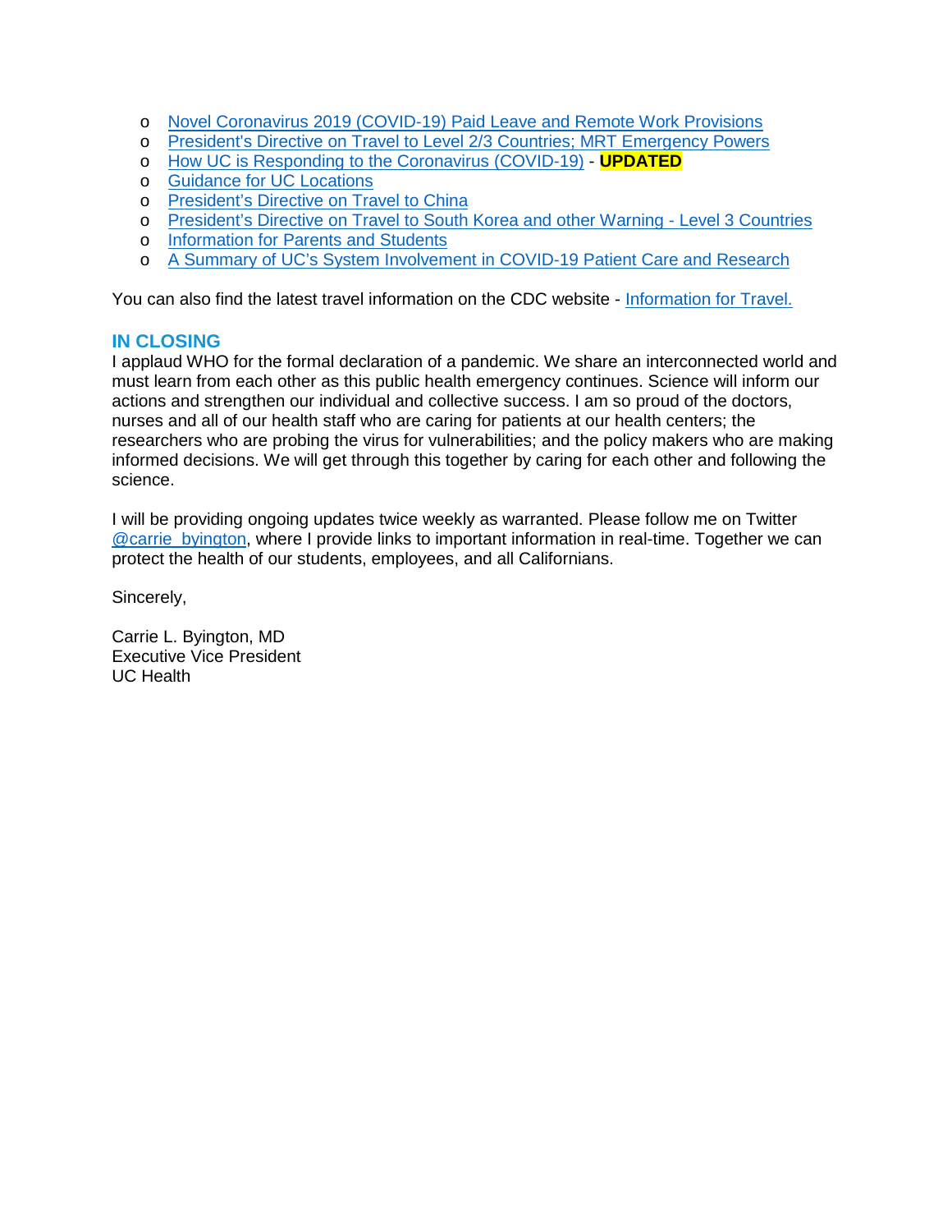- Novel Coronavirus 2019 (COVID-19) Paid Leave and Remote Work Provisions
- President's Directive on Travel to Level 2/3 Countries; MRT Emergency Powers
- How UC is Responding to the Coronavirus (COVID-19) - **UPDATED**
- Guidance for UC Locations
- President's Directive on Travel to China
- President's Directive on Travel to South Korea and other Warning - Level 3 Countries
- Information for Parents and Students
- A Summary of UC's System Involvement in COVID-19 Patient Care and Research

You can also find the latest travel information on the CDC website - Information for Travel.

## IN CLOSING

I applaud WHO for the formal declaration of a pandemic. We share an interconnected world and must learn from each other as this public health emergency continues. Science will inform our actions and strengthen our individual and collective success. I am so proud of the doctors, nurses and all of our health staff who are caring for patients at our health centers; the researchers who are probing the virus for vulnerabilities; and the policy makers who are making informed decisions. We will get through this together by caring for each other and following the science.

I will be providing ongoing updates twice weekly as warranted. Please follow me on Twitter @carrie_byington, where I provide links to important information in real-time. Together we can protect the health of our students, employees, and all Californians.

Sincerely,

Carrie L. Byington, MD
Executive Vice President
UC Health